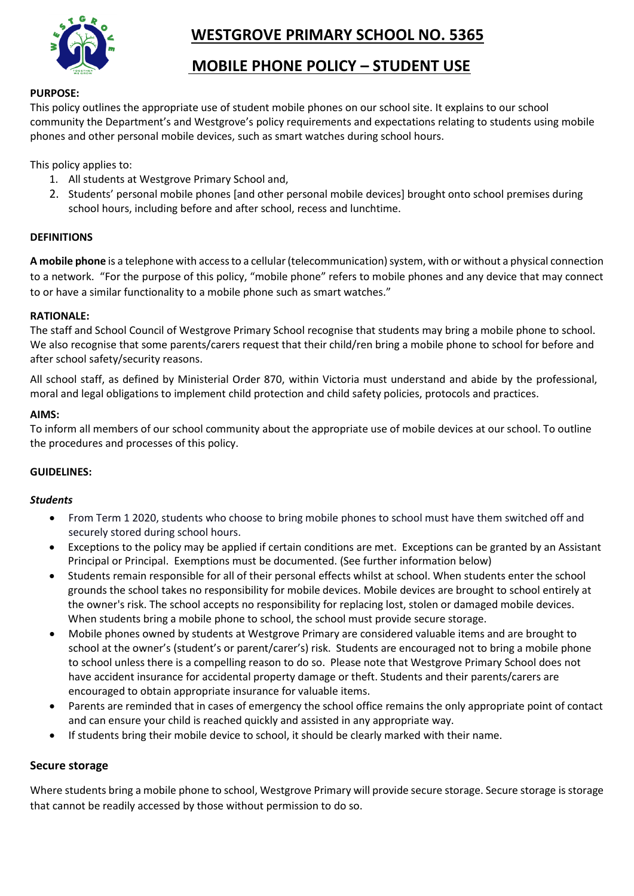# WESTGROVE PRIMARY SCHOOL NO. 5365

## MOBILE PHONE POLICY – STUDENT USE

**PURPOSE:**

This policy outlines the appropriate use of student mobile phones on our school site. It explains to our school community the Department's and Westgrove's policy requirements and expectations relating to students using mobile phones and other personal mobile devices, such as smart watches during school hours.

This policy applies to:

1. All students at Westgrove Primary School and,
2. Students' personal mobile phones [and other personal mobile devices] brought onto school premises during school hours, including before and after school, recess and lunchtime.

**DEFINITIONS**

**A mobile phone** is a telephone with access to a cellular (telecommunication) system, with or without a physical connection to a network. "For the purpose of this policy, "mobile phone" refers to mobile phones and any device that may connect to or have a similar functionality to a mobile phone such as smart watches."

**RATIONALE:**

The staff and School Council of Westgrove Primary School recognise that students may bring a mobile phone to school. We also recognise that some parents/carers request that their child/ren bring a mobile phone to school for before and after school safety/security reasons.

All school staff, as defined by Ministerial Order 870, within Victoria must understand and abide by the professional, moral and legal obligations to implement child protection and child safety policies, protocols and practices.

**AIMS:**

To inform all members of our school community about the appropriate use of mobile devices at our school. To outline the procedures and processes of this policy.

**GUIDELINES:**

***Students***

- From Term 1 2020, students who choose to bring mobile phones to school must have them switched off and securely stored during school hours.
- Exceptions to the policy may be applied if certain conditions are met. Exceptions can be granted by an Assistant Principal or Principal. Exemptions must be documented. (See further information below)
- Students remain responsible for all of their personal effects whilst at school. When students enter the school grounds the school takes no responsibility for mobile devices. Mobile devices are brought to school entirely at the owner's risk. The school accepts no responsibility for replacing lost, stolen or damaged mobile devices. When students bring a mobile phone to school, the school must provide secure storage.
- Mobile phones owned by students at Westgrove Primary are considered valuable items and are brought to school at the owner's (student's or parent/carer's) risk. Students are encouraged not to bring a mobile phone to school unless there is a compelling reason to do so. Please note that Westgrove Primary School does not have accident insurance for accidental property damage or theft. Students and their parents/carers are encouraged to obtain appropriate insurance for valuable items.
- Parents are reminded that in cases of emergency the school office remains the only appropriate point of contact and can ensure your child is reached quickly and assisted in any appropriate way.
- If students bring their mobile device to school, it should be clearly marked with their name.

**Secure storage**

Where students bring a mobile phone to school, Westgrove Primary will provide secure storage. Secure storage is storage that cannot be readily accessed by those without permission to do so.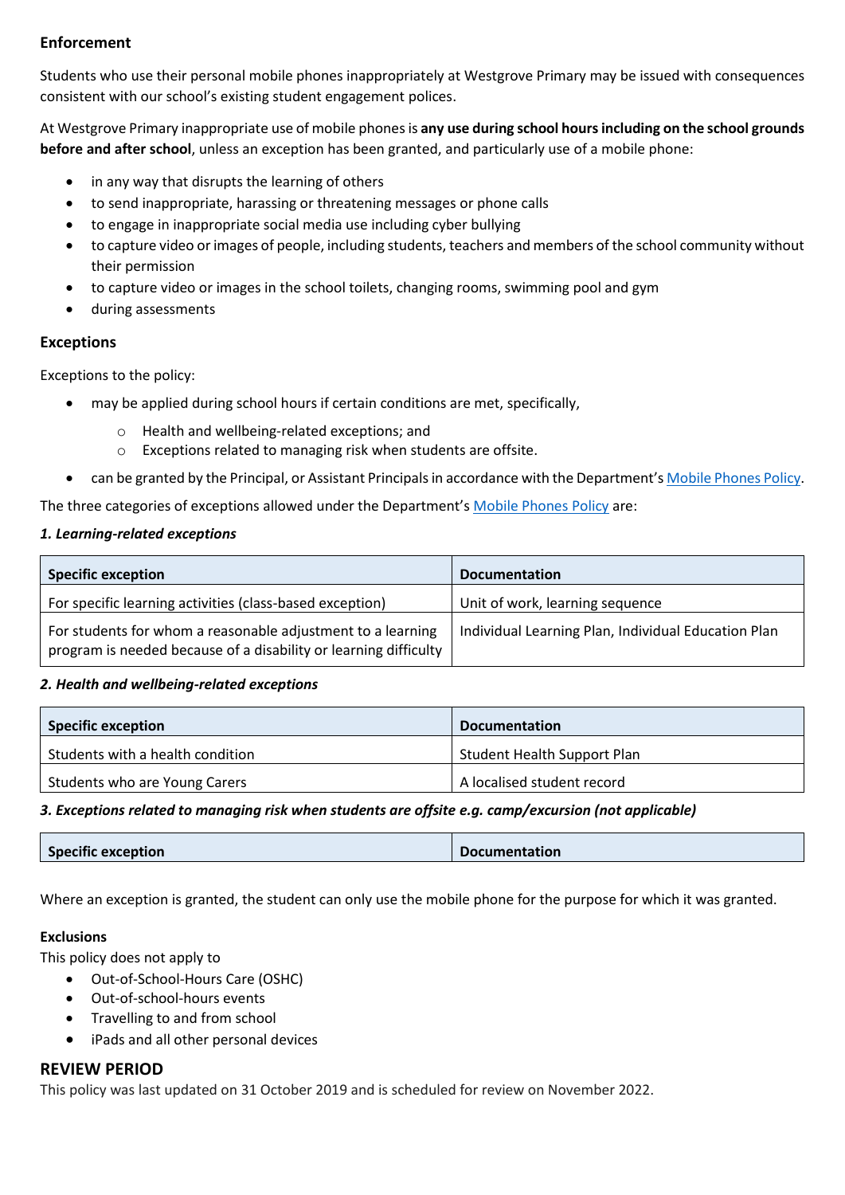### Enforcement

Students who use their personal mobile phones inappropriately at Westgrove Primary may be issued with consequences consistent with our school's existing student engagement polices.

At Westgrove Primary inappropriate use of mobile phones is **any use during school hours including on the school grounds before and after school**, unless an exception has been granted, and particularly use of a mobile phone:

- in any way that disrupts the learning of others
- to send inappropriate, harassing or threatening messages or phone calls
- to engage in inappropriate social media use including cyber bullying
- to capture video or images of people, including students, teachers and members of the school community without their permission
- to capture video or images in the school toilets, changing rooms, swimming pool and gym
- during assessments

### Exceptions

Exceptions to the policy:

- may be applied during school hours if certain conditions are met, specifically,
  - Health and wellbeing-related exceptions; and
  - Exceptions related to managing risk when students are offsite.
- can be granted by the Principal, or Assistant Principals in accordance with the Department's [Mobile Phones Policy](#).

The three categories of exceptions allowed under the Department's [Mobile Phones Policy](#) are:

***1. Learning-related exceptions***

| Specific exception | Documentation |
|---|---|
| For specific learning activities (class-based exception) | Unit of work, learning sequence |
| For students for whom a reasonable adjustment to a learning program is needed because of a disability or learning difficulty | Individual Learning Plan, Individual Education Plan |

***2. Health and wellbeing-related exceptions***

| Specific exception | Documentation |
|---|---|
| Students with a health condition | Student Health Support Plan |
| Students who are Young Carers | A localised student record |

***3. Exceptions related to managing risk when students are offsite e.g. camp/excursion (not applicable)***

| Specific exception | Documentation |
|---|---|

Where an exception is granted, the student can only use the mobile phone for the purpose for which it was granted.

**Exclusions**

This policy does not apply to

- Out-of-School-Hours Care (OSHC)
- Out-of-school-hours events
- Travelling to and from school
- iPads and all other personal devices

## REVIEW PERIOD

This policy was last updated on 31 October 2019 and is scheduled for review on November 2022.